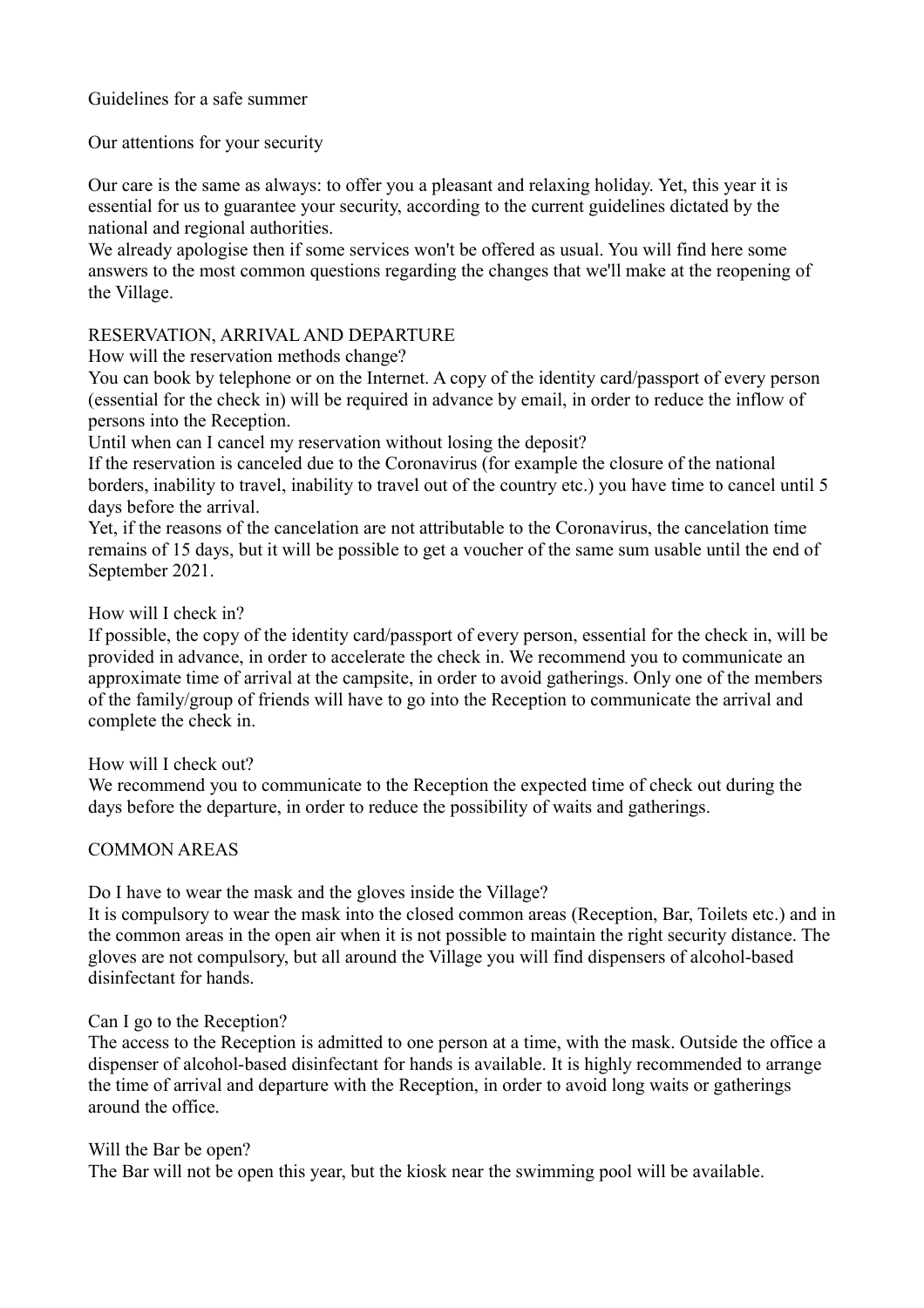# Guidelines for a safe summer

## Our attentions for your security

Our care is the same as always: to offer you a pleasant and relaxing holiday. Yet, this year it is essential for us to guarantee your security, according to the current guidelines dictated by the national and regional authorities.
We already apologise then if some services won't be offered as usual. You will find here some answers to the most common questions regarding the changes that we'll make at the reopening of the Village.

## RESERVATION, ARRIVAL AND DEPARTURE

### How will the reservation methods change?

You can book by telephone or on the Internet. A copy of the identity card/passport of every person (essential for the check in) will be required in advance by email, in order to reduce the inflow of persons into the Reception.

### Until when can I cancel my reservation without losing the deposit?

If the reservation is canceled due to the Coronavirus (for example the closure of the national borders, inability to travel, inability to travel out of the country etc.) you have time to cancel until 5 days before the arrival.
Yet, if the reasons of the cancelation are not attributable to the Coronavirus, the cancelation time remains of 15 days, but it will be possible to get a voucher of the same sum usable until the end of September 2021.

### How will I check in?

If possible, the copy of the identity card/passport of every person, essential for the check in, will be provided in advance, in order to accelerate the check in. We recommend you to communicate an approximate time of arrival at the campsite, in order to avoid gatherings. Only one of the members of the family/group of friends will have to go into the Reception to communicate the arrival and complete the check in.

### How will I check out?

We recommend you to communicate to the Reception the expected time of check out during the days before the departure, in order to reduce the possibility of waits and gatherings.

## COMMON AREAS

### Do I have to wear the mask and the gloves inside the Village?

It is compulsory to wear the mask into the closed common areas (Reception, Bar, Toilets etc.) and in the common areas in the open air when it is not possible to maintain the right security distance. The gloves are not compulsory, but all around the Village you will find dispensers of alcohol-based disinfectant for hands.

### Can I go to the Reception?

The access to the Reception is admitted to one person at a time, with the mask. Outside the office a dispenser of alcohol-based disinfectant for hands is available. It is highly recommended to arrange the time of arrival and departure with the Reception, in order to avoid long waits or gatherings around the office.

### Will the Bar be open?

The Bar will not be open this year, but the kiosk near the swimming pool will be available.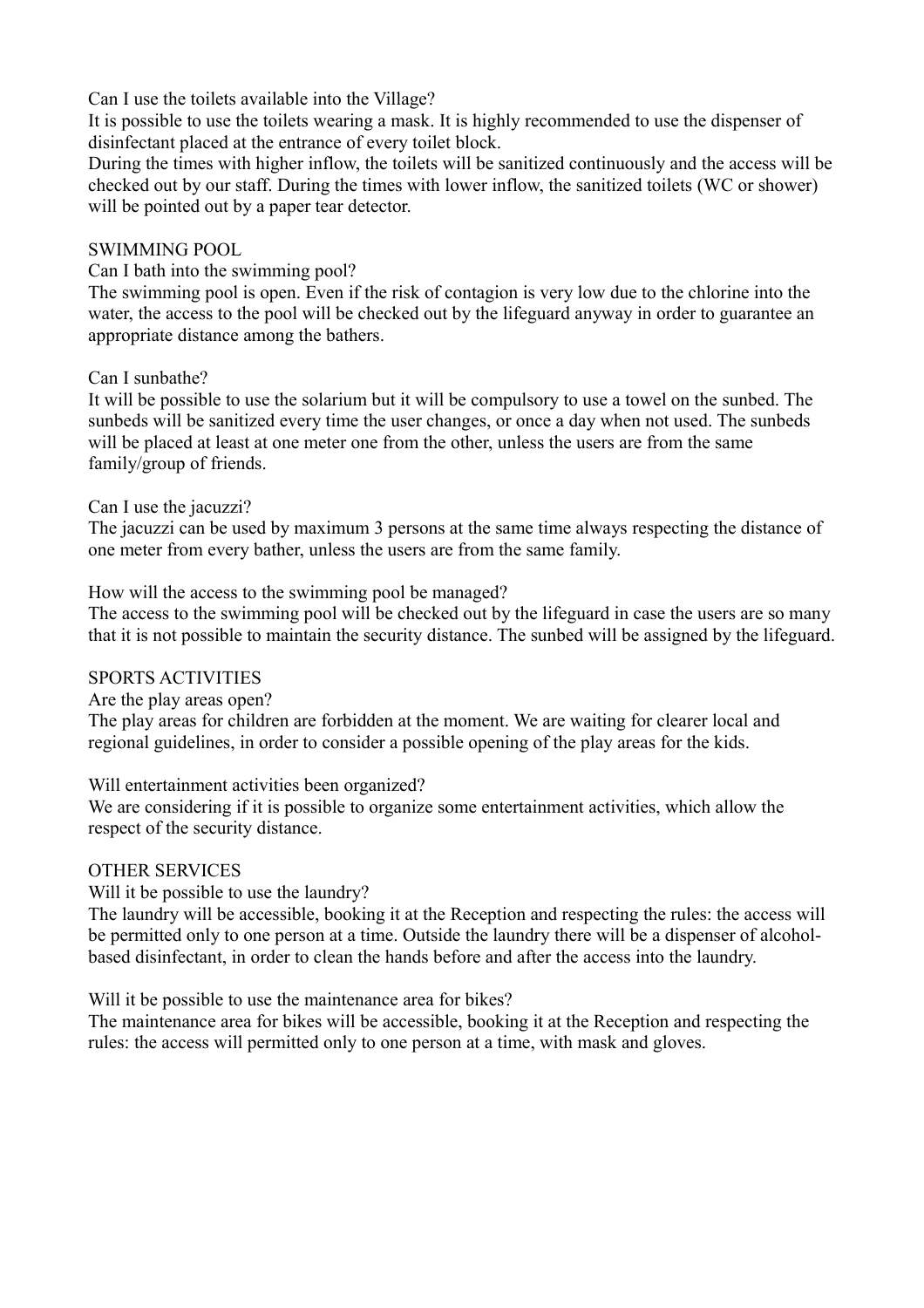Can I use the toilets available into the Village?

It is possible to use the toilets wearing a mask. It is highly recommended to use the dispenser of disinfectant placed at the entrance of every toilet block.

During the times with higher inflow, the toilets will be sanitized continuously and the access will be checked out by our staff. During the times with lower inflow, the sanitized toilets (WC or shower) will be pointed out by a paper tear detector.

## SWIMMING POOL

Can I bath into the swimming pool?

The swimming pool is open. Even if the risk of contagion is very low due to the chlorine into the water, the access to the pool will be checked out by the lifeguard anyway in order to guarantee an appropriate distance among the bathers.

Can I sunbathe?

It will be possible to use the solarium but it will be compulsory to use a towel on the sunbed. The sunbeds will be sanitized every time the user changes, or once a day when not used. The sunbeds will be placed at least at one meter one from the other, unless the users are from the same family/group of friends.

Can I use the jacuzzi?

The jacuzzi can be used by maximum 3 persons at the same time always respecting the distance of one meter from every bather, unless the users are from the same family.

How will the access to the swimming pool be managed?

The access to the swimming pool will be checked out by the lifeguard in case the users are so many that it is not possible to maintain the security distance. The sunbed will be assigned by the lifeguard.

## SPORTS ACTIVITIES

Are the play areas open?

The play areas for children are forbidden at the moment. We are waiting for clearer local and regional guidelines, in order to consider a possible opening of the play areas for the kids.

Will entertainment activities been organized?

We are considering if it is possible to organize some entertainment activities, which allow the respect of the security distance.

## OTHER SERVICES

Will it be possible to use the laundry?

The laundry will be accessible, booking it at the Reception and respecting the rules: the access will be permitted only to one person at a time. Outside the laundry there will be a dispenser of alcohol-based disinfectant, in order to clean the hands before and after the access into the laundry.

Will it be possible to use the maintenance area for bikes?

The maintenance area for bikes will be accessible, booking it at the Reception and respecting the rules: the access will permitted only to one person at a time, with mask and gloves.